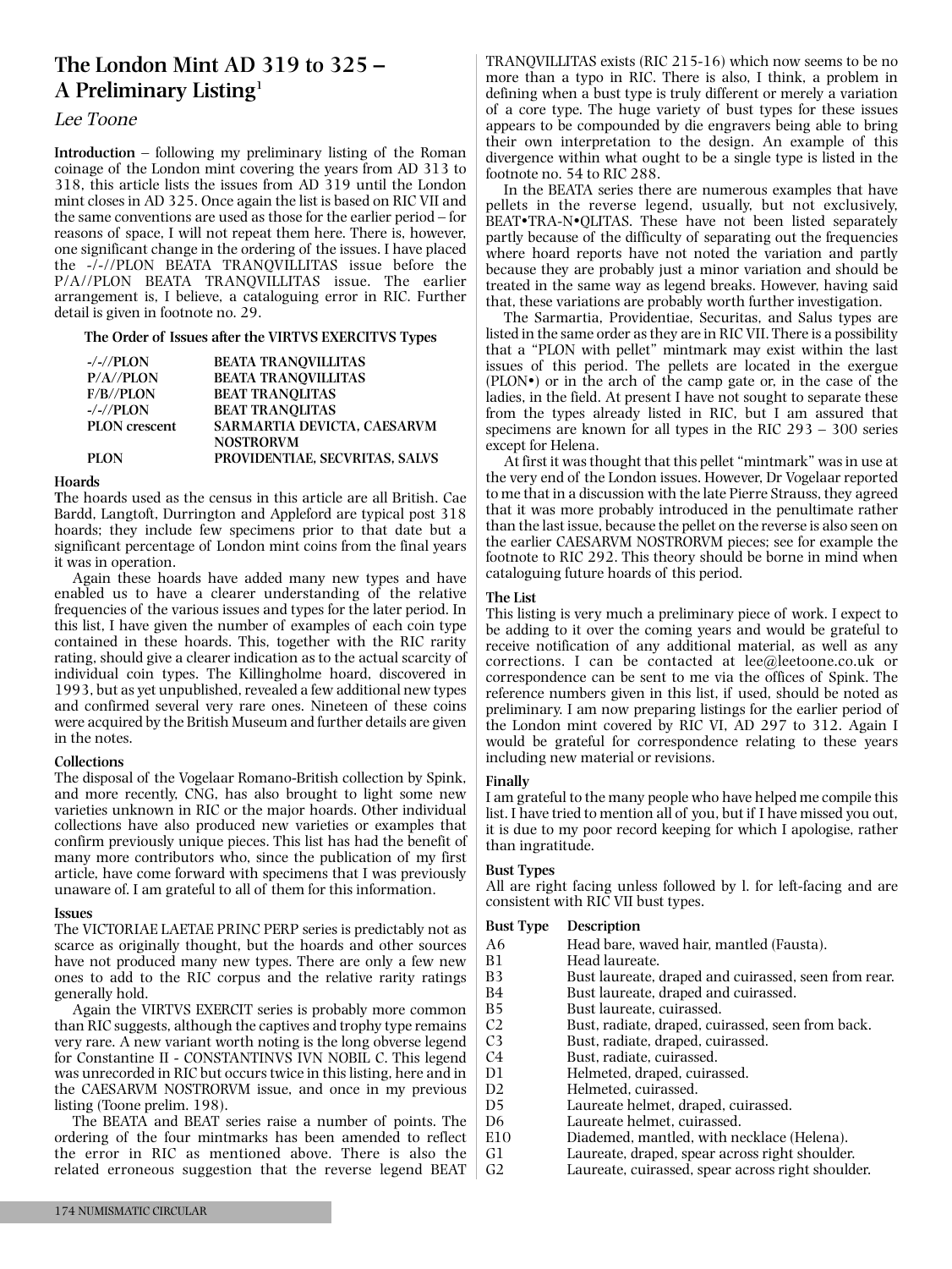# The London Mint AD 319 to 325 – A Preliminary Listing[1]

*Lee Toone*

**Introduction** – following my preliminary listing of the Roman coinage of the London mint covering the years from AD 313 to 318, this article lists the issues from AD 319 until the London mint closes in AD 325. Once again the list is based on RIC VII and the same conventions are used as those for the earlier period – for reasons of space, I will not repeat them here. There is, however, one significant change in the ordering of the issues. I have placed the -/-//PLON BEATA TRANQVILLITAS issue before the P/A//PLON BEATA TRANQVILLITAS issue. The earlier arrangement is, I believe, a cataloguing error in RIC. Further detail is given in footnote no. 29.

**The Order of Issues after the VIRTVS EXERCITVS Types**

| | |
|---|---|
| -/-//PLON | BEATA TRANQVILLITAS |
| P/A//PLON | BEATA TRANQVILLITAS |
| F/B//PLON | BEAT TRANQLITAS |
| -/-//PLON | BEAT TRANQLITAS |
| PLON crescent | SARMARTIA DEVICTA, CAESARVM NOSTRORVM |
| PLON | PROVIDENTIAE, SECVRITAS, SALVS |

### Hoards

The hoards used as the census in this article are all British. Cae Bardd, Langtoft, Durrington and Appleford are typical post 318 hoards; they include few specimens prior to that date but a significant percentage of London mint coins from the final years it was in operation.

Again these hoards have added many new types and have enabled us to have a clearer understanding of the relative frequencies of the various issues and types for the later period. In this list, I have given the number of examples of each coin type contained in these hoards. This, together with the RIC rarity rating, should give a clearer indication as to the actual scarcity of individual coin types. The Killingholme hoard, discovered in 1993, but as yet unpublished, revealed a few additional new types and confirmed several very rare ones. Nineteen of these coins were acquired by the British Museum and further details are given in the notes.

### Collections

The disposal of the Vogelaar Romano-British collection by Spink, and more recently, CNG, has also brought to light some new varieties unknown in RIC or the major hoards. Other individual collections have also produced new varieties or examples that confirm previously unique pieces. This list has had the benefit of many more contributors who, since the publication of my first article, have come forward with specimens that I was previously unaware of. I am grateful to all of them for this information.

### Issues

The VICTORIAE LAETAE PRINC PERP series is predictably not as scarce as originally thought, but the hoards and other sources have not produced many new types. There are only a few new ones to add to the RIC corpus and the relative rarity ratings generally hold.

Again the VIRTVS EXERCIT series is probably more common than RIC suggests, although the captives and trophy type remains very rare. A new variant worth noting is the long obverse legend for Constantine II - CONSTANTINVS IVN NOBIL C. This legend was unrecorded in RIC but occurs twice in this listing, here and in the CAESARVM NOSTRORVM issue, and once in my previous listing (Toone prelim. 198).

The BEATA and BEAT series raise a number of points. The ordering of the four mintmarks has been amended to reflect the error in RIC as mentioned above. There is also the related erroneous suggestion that the reverse legend BEAT TRANQVILLITAS exists (RIC 215-16) which now seems to be no more than a typo in RIC. There is also, I think, a problem in defining when a bust type is truly different or merely a variation of a core type. The huge variety of bust types for these issues appears to be compounded by die engravers being able to bring their own interpretation to the design. An example of this divergence within what ought to be a single type is listed in the footnote no. 54 to RIC 288.

In the BEATA series there are numerous examples that have pellets in the reverse legend, usually, but not exclusively, BEAT•TRA-N•QLITAS. These have not been listed separately partly because of the difficulty of separating out the frequencies where hoard reports have not noted the variation and partly because they are probably just a minor variation and should be treated in the same way as legend breaks. However, having said that, these variations are probably worth further investigation.

The Sarmartia, Providentiae, Securitas, and Salus types are listed in the same order as they are in RIC VII. There is a possibility that a "PLON with pellet" mintmark may exist within the last issues of this period. The pellets are located in the exergue (PLON•) or in the arch of the camp gate or, in the case of the ladies, in the field. At present I have not sought to separate these from the types already listed in RIC, but I am assured that specimens are known for all types in the RIC 293 – 300 series except for Helena.

At first it was thought that this pellet "mintmark" was in use at the very end of the London issues. However, Dr Vogelaar reported to me that in a discussion with the late Pierre Strauss, they agreed that it was more probably introduced in the penultimate rather than the last issue, because the pellet on the reverse is also seen on the earlier CAESARVM NOSTRORVM pieces; see for example the footnote to RIC 292. This theory should be borne in mind when cataloguing future hoards of this period.

### The List

This listing is very much a preliminary piece of work. I expect to be adding to it over the coming years and would be grateful to receive notification of any additional material, as well as any corrections. I can be contacted at lee@leetoone.co.uk or correspondence can be sent to me via the offices of Spink. The reference numbers given in this list, if used, should be noted as preliminary. I am now preparing listings for the earlier period of the London mint covered by RIC VI, AD 297 to 312. Again I would be grateful for correspondence relating to these years including new material or revisions.

### Finally

I am grateful to the many people who have helped me compile this list. I have tried to mention all of you, but if I have missed you out, it is due to my poor record keeping for which I apologise, rather than ingratitude.

### Bust Types

All are right facing unless followed by l. for left-facing and are consistent with RIC VII bust types.

| Bust Type | Description |
|---|---|
| A6 | Head bare, waved hair, mantled (Fausta). |
| B1 | Head laureate. |
| B3 | Bust laureate, draped and cuirassed, seen from rear. |
| B4 | Bust laureate, draped and cuirassed. |
| B5 | Bust laureate, cuirassed. |
| C2 | Bust, radiate, draped, cuirassed, seen from back. |
| C3 | Bust, radiate, draped, cuirassed. |
| C4 | Bust, radiate, cuirassed. |
| D1 | Helmeted, draped, cuirassed. |
| D2 | Helmeted, cuirassed. |
| D5 | Laureate helmet, draped, cuirassed. |
| D6 | Laureate helmet, cuirassed. |
| E10 | Diademed, mantled, with necklace (Helena). |
| G1 | Laureate, draped, spear across right shoulder. |
| G2 | Laureate, cuirassed, spear across right shoulder. |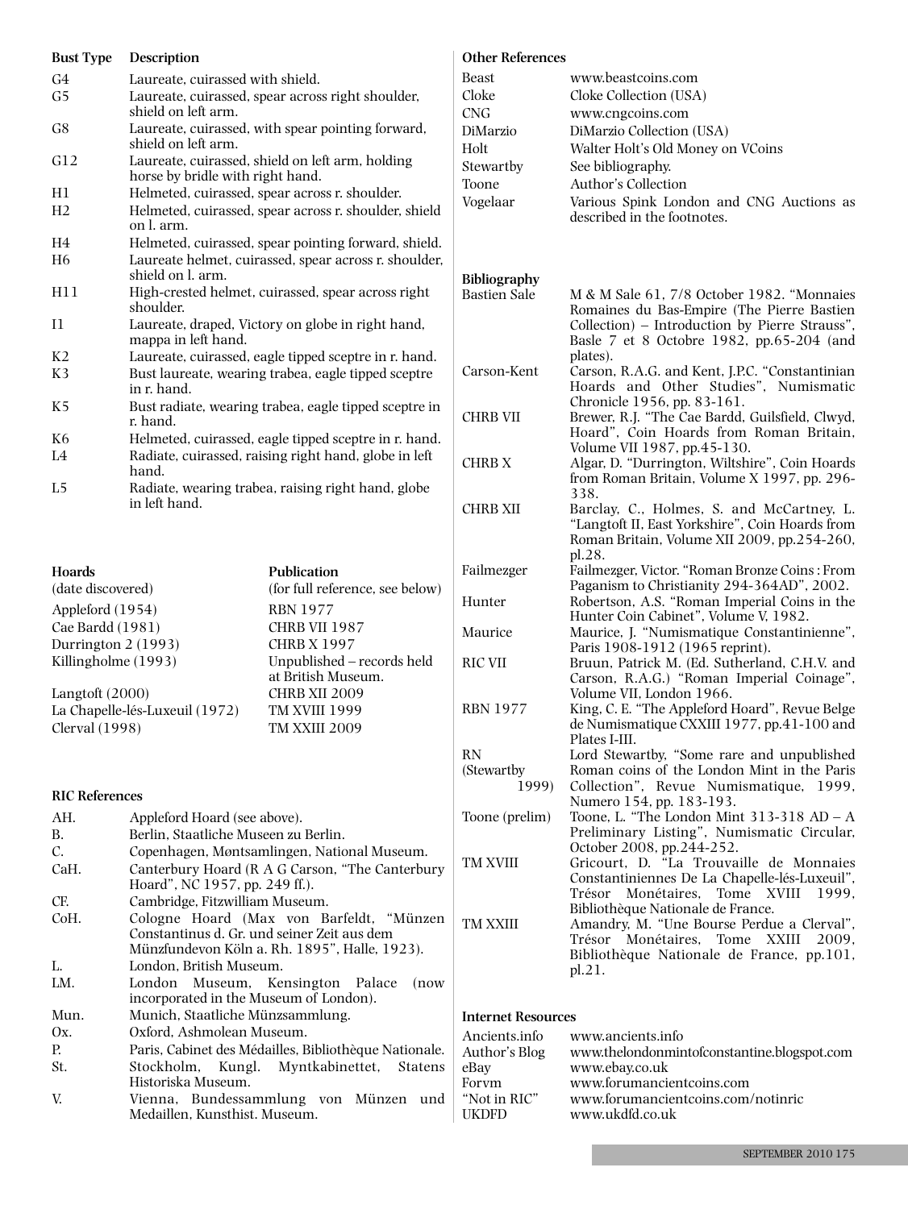| Bust Type | Description |
|---|---|
| G4 | Laureate, cuirassed with shield. |
| G5 | Laureate, cuirassed, spear across right shoulder, shield on left arm. |
| G8 | Laureate, cuirassed, with spear pointing forward, shield on left arm. |
| G12 | Laureate, cuirassed, shield on left arm, holding horse by bridle with right hand. |
| H1 | Helmeted, cuirassed, spear across r. shoulder. |
| H2 | Helmeted, cuirassed, spear across r. shoulder, shield on l. arm. |
| H4 | Helmeted, cuirassed, spear pointing forward, shield. |
| H6 | Laureate helmet, cuirassed, spear across r. shoulder, shield on l. arm. |
| H11 | High-crested helmet, cuirassed, spear across right shoulder. |
| I1 | Laureate, draped, Victory on globe in right hand, mappa in left hand. |
| K2 | Laureate, cuirassed, eagle tipped sceptre in r. hand. |
| K3 | Bust laureate, wearing trabea, eagle tipped sceptre in r. hand. |
| K5 | Bust radiate, wearing trabea, eagle tipped sceptre in r. hand. |
| K6 | Helmeted, cuirassed, eagle tipped sceptre in r. hand. |
| L4 | Radiate, cuirassed, raising right hand, globe in left hand. |
| L5 | Radiate, wearing trabea, raising right hand, globe in left hand. |

| Hoards (date discovered) | Publication (for full reference, see below) |
|---|---|
| Appleford (1954) | RBN 1977 |
| Cae Bardd (1981) | CHRB VII 1987 |
| Durrington 2 (1993) | CHRB X 1997 |
| Killingholme (1993) | Unpublished – records held at British Museum. |
| Langtoft (2000) | CHRB XII 2009 |
| La Chapelle-lés-Luxeuil (1972) | TM XVIII 1999 |
| Clerval (1998) | TM XXIII 2009 |

### RIC References

| | |
|---|---|
| AH. | Appleford Hoard (see above). |
| B. | Berlin, Staatliche Museen zu Berlin. |
| C. | Copenhagen, Møntsamlingen, National Museum. |
| CaH. | Canterbury Hoard (R A G Carson, "The Canterbury Hoard", NC 1957, pp. 249 ff.). |
| CF. | Cambridge, Fitzwilliam Museum. |
| CoH. | Cologne Hoard (Max von Barfeldt, "Münzen Constantinus d. Gr. und seiner Zeit aus dem Münzfundevon Köln a. Rh. 1895", Halle, 1923). |
| L. | London, British Museum. |
| LM. | London Museum, Kensington Palace (now incorporated in the Museum of London). |
| Mun. | Munich, Staatliche Münzsammlung. |
| Ox. | Oxford, Ashmolean Museum. |
| P. | Paris, Cabinet des Médailles, Bibliothèque Nationale. |
| St. | Stockholm, Kungl. Myntkabinettet, Statens Historiska Museum. |
| V. | Vienna, Bundessammlung von Münzen und Medaillen, Kunsthist. Museum. |

### Other References

| | |
|---|---|
| Beast | www.beastcoins.com |
| Cloke | Cloke Collection (USA) |
| CNG | www.cngcoins.com |
| DiMarzio | DiMarzio Collection (USA) |
| Holt | Walter Holt's Old Money on VCoins |
| Stewartby | See bibliography. |
| Toone | Author's Collection |
| Vogelaar | Various Spink London and CNG Auctions as described in the footnotes. |

### Bibliography

| | |
|---|---|
| Bastien Sale | M & M Sale 61, 7/8 October 1982. "Monnaies Romaines du Bas-Empire (The Pierre Bastien Collection) – Introduction by Pierre Strauss", Basle 7 et 8 Octobre 1982, pp.65-204 (and plates). |
| Carson-Kent | Carson, R.A.G. and Kent, J.P.C. "Constantinian Hoards and Other Studies", Numismatic Chronicle 1956, pp. 83-161. |
| CHRB VII | Brewer, R.J. "The Cae Bardd, Guilsfield, Clwyd, Hoard", Coin Hoards from Roman Britain, Volume VII 1987, pp.45-130. |
| CHRB X | Algar, D. "Durrington, Wiltshire", Coin Hoards from Roman Britain, Volume X 1997, pp. 296-338. |
| CHRB XII | Barclay, C., Holmes, S. and McCartney, L. "Langtoft II, East Yorkshire", Coin Hoards from Roman Britain, Volume XII 2009, pp.254-260, pl.28. |
| Failmezger | Failmezger, Victor. "Roman Bronze Coins : From Paganism to Christianity 294-364AD", 2002. |
| Hunter | Robertson, A.S. "Roman Imperial Coins in the Hunter Coin Cabinet", Volume V, 1982. |
| Maurice | Maurice, J. "Numismatique Constantinienne", Paris 1908-1912 (1965 reprint). |
| RIC VII | Bruun, Patrick M. (Ed. Sutherland, C.H.V. and Carson, R.A.G.) "Roman Imperial Coinage", Volume VII, London 1966. |
| RBN 1977 | King, C. E. "The Appleford Hoard", Revue Belge de Numismatique CXXIII 1977, pp.41-100 and Plates I-III. |
| RN (Stewartby 1999) | Lord Stewartby, "Some rare and unpublished Roman coins of the London Mint in the Paris Collection", Revue Numismatique, 1999, Numero 154, pp. 183-193. |
| Toone (prelim) | Toone, L. "The London Mint 313-318 AD – A Preliminary Listing", Numismatic Circular, October 2008, pp.244-252. |
| TM XVIII | Gricourt, D. "La Trouvaille de Monnaies Constantiniennes De La Chapelle-lés-Luxeuil", Trésor Monétaires, Tome XVIII 1999, Bibliothèque Nationale de France. |
| TM XXIII | Amandry, M. "Une Bourse Perdue a Clerval", Trésor Monétaires, Tome XXIII 2009, Bibliothèque Nationale de France, pp.101, pl.21. |

### Internet Resources

| | |
|---|---|
| Ancients.info | www.ancients.info |
| Author's Blog | www.thelondonmintofconstantine.blogspot.com |
| eBay | www.ebay.co.uk |
| Forvm | www.forumancientcoins.com |
| "Not in RIC" | www.forumancientcoins.com/notinric |
| UKDFD | www.ukdfd.co.uk |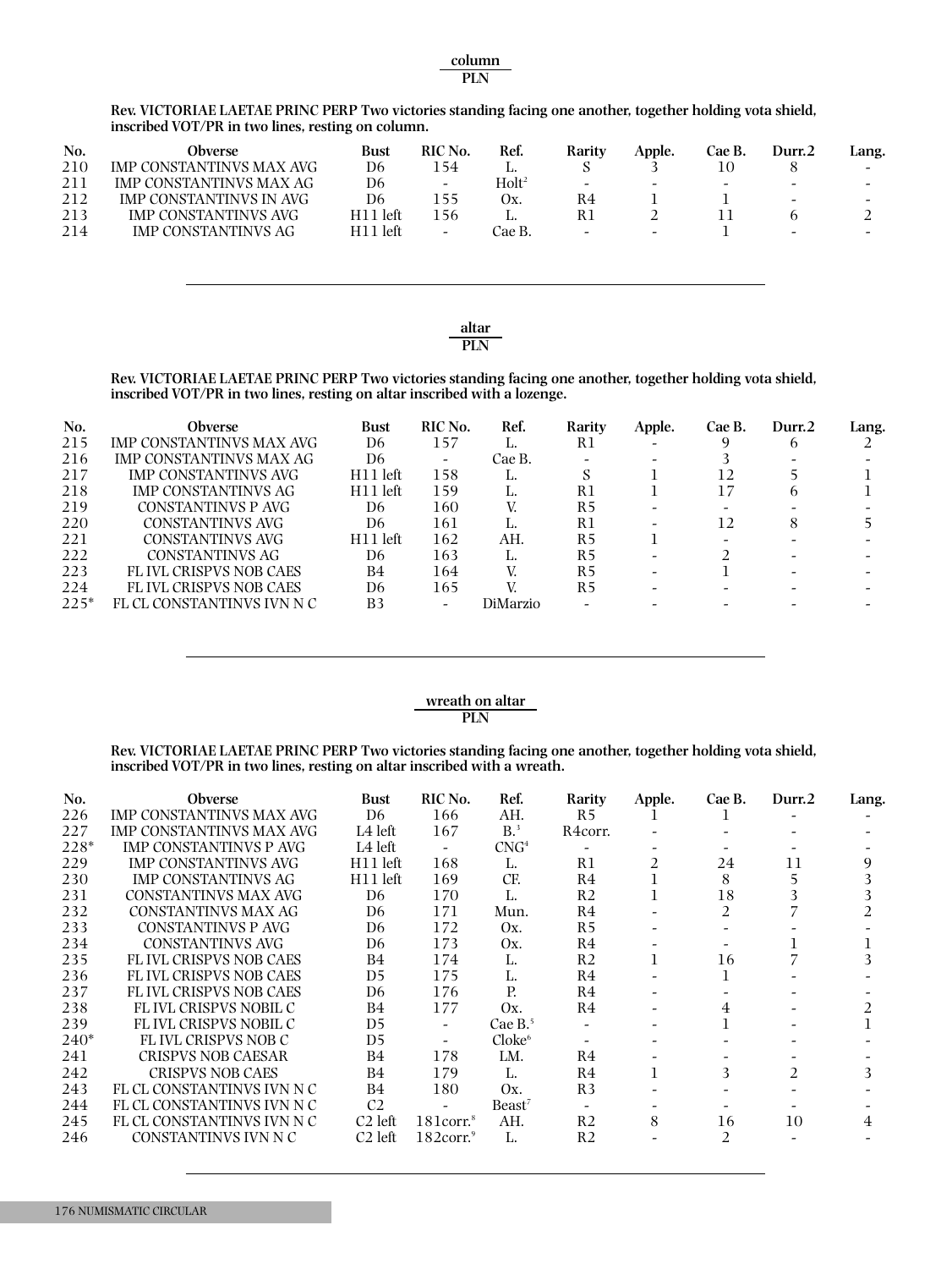**column**
**PLN**

**Rev. VICTORIAE LAETAE PRINC PERP Two victories standing facing one another, together holding vota shield, inscribed VOT/PR in two lines, resting on column.**

| No. | Obverse | Bust | RIC No. | Ref. | Rarity | Apple. | Cae B. | Durr.2 | Lang. |
|---|---|---|---|---|---|---|---|---|---|
| 210 | IMP CONSTANTINVS MAX AVG | D6 | 154 | L. | S | 3 | 10 | 8 | - |
| 211 | IMP CONSTANTINVS MAX AG | D6 | - | Holt[2] | - | - | - | - | - |
| 212 | IMP CONSTANTINVS IN AVG | D6 | 155 | Ox. | R4 | 1 | 1 | - | - |
| 213 | IMP CONSTANTINVS AVG | H11 left | 156 | L. | R1 | 2 | 11 | 6 | 2 |
| 214 | IMP CONSTANTINVS AG | H11 left | - | Cae B. | - | - | 1 | - | - |

**altar**
**PLN**

**Rev. VICTORIAE LAETAE PRINC PERP Two victories standing facing one another, together holding vota shield, inscribed VOT/PR in two lines, resting on altar inscribed with a lozenge.**

| No. | Obverse | Bust | RIC No. | Ref. | Rarity | Apple. | Cae B. | Durr.2 | Lang. |
|---|---|---|---|---|---|---|---|---|---|
| 215 | IMP CONSTANTINVS MAX AVG | D6 | 157 | L. | R1 | - | 9 | 6 | 2 |
| 216 | IMP CONSTANTINVS MAX AG | D6 | - | Cae B. | - | - | 3 | - | - |
| 217 | IMP CONSTANTINVS AVG | H11 left | 158 | L. | S | 1 | 12 | 5 | 1 |
| 218 | IMP CONSTANTINVS AG | H11 left | 159 | L. | R1 | 1 | 17 | 6 | 1 |
| 219 | CONSTANTINVS P AVG | D6 | 160 | V. | R5 | - | - | - | - |
| 220 | CONSTANTINVS AVG | D6 | 161 | L. | R1 | - | 12 | 8 | 5 |
| 221 | CONSTANTINVS AVG | H11 left | 162 | AH. | R5 | 1 | - | - | - |
| 222 | CONSTANTINVS AG | D6 | 163 | L. | R5 | - | 2 | - | - |
| 223 | FL IVL CRISPVS NOB CAES | B4 | 164 | V. | R5 | - | 1 | - | - |
| 224 | FL IVL CRISPVS NOB CAES | D6 | 165 | V. | R5 | - | - | - | - |
| 225* | FL CL CONSTANTINVS IVN N C | B3 | - | DiMarzio | - | - | - | - | - |

**wreath on altar**
**PLN**

**Rev. VICTORIAE LAETAE PRINC PERP Two victories standing facing one another, together holding vota shield, inscribed VOT/PR in two lines, resting on altar inscribed with a wreath.**

| No. | Obverse | Bust | RIC No. | Ref. | Rarity | Apple. | Cae B. | Durr.2 | Lang. |
|---|---|---|---|---|---|---|---|---|---|
| 226 | IMP CONSTANTINVS MAX AVG | D6 | 166 | AH. | R5 | 1 | 1 | - | - |
| 227 | IMP CONSTANTINVS MAX AVG | L4 left | 167 | B.[3] | R4corr. | - | - | - | - |
| 228* | IMP CONSTANTINVS P AVG | L4 left | - | CNG[4] | - | - | - | - | - |
| 229 | IMP CONSTANTINVS AVG | H11 left | 168 | L. | R1 | 2 | 24 | 11 | 9 |
| 230 | IMP CONSTANTINVS AG | H11 left | 169 | CF. | R4 | 1 | 8 | 5 | 3 |
| 231 | CONSTANTINVS MAX AVG | D6 | 170 | L. | R2 | 1 | 18 | 3 | 3 |
| 232 | CONSTANTINVS MAX AG | D6 | 171 | Mun. | R4 | - | 2 | 7 | 2 |
| 233 | CONSTANTINVS P AVG | D6 | 172 | Ox. | R5 | - | - | - | - |
| 234 | CONSTANTINVS AVG | D6 | 173 | Ox. | R4 | - | - | 1 | 1 |
| 235 | FL IVL CRISPVS NOB CAES | B4 | 174 | L. | R2 | 1 | 16 | 7 | 3 |
| 236 | FL IVL CRISPVS NOB CAES | D5 | 175 | L. | R4 | - | 1 | - | - |
| 237 | FL IVL CRISPVS NOB CAES | D6 | 176 | P. | R4 | - | - | - | - |
| 238 | FL IVL CRISPVS NOBIL C | B4 | 177 | Ox. | R4 | - | 4 | - | 2 |
| 239 | FL IVL CRISPVS NOBIL C | D5 | - | Cae B.[5] | - | - | 1 | - | 1 |
| 240* | FL IVL CRISPVS NOB C | D5 | - | Cloke[6] | - | - | - | - | - |
| 241 | CRISPVS NOB CAESAR | B4 | 178 | LM. | R4 | - | - | - | - |
| 242 | CRISPVS NOB CAES | B4 | 179 | L. | R4 | 1 | 3 | 2 | 3 |
| 243 | FL CL CONSTANTINVS IVN N C | B4 | 180 | Ox. | R3 | - | - | - | - |
| 244 | FL CL CONSTANTINVS IVN N C | C2 | - | Beast[7] | - | - | - | - | - |
| 245 | FL CL CONSTANTINVS IVN N C | C2 left | 181corr.[8] | AH. | R2 | 8 | 16 | 10 | 4 |
| 246 | CONSTANTINVS IVN N C | C2 left | 182corr.[9] | L. | R2 | - | 2 | - | - |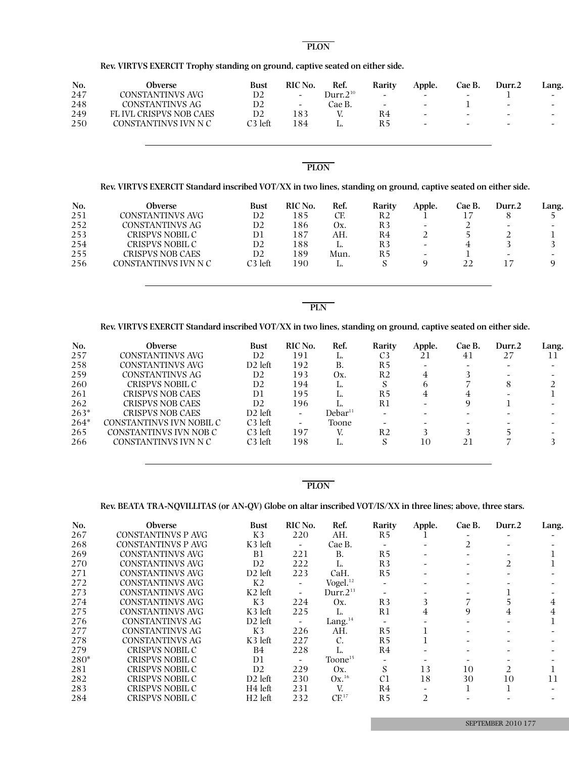**PLON**

**Rev. VIRTVS EXERCIT Trophy standing on ground, captive seated on either side.**

| No. | Obverse | Bust | RIC No. | Ref. | Rarity | Apple. | Cae B. | Durr.2 | Lang. |
|---|---|---|---|---|---|---|---|---|---|
| 247 | CONSTANTINVS AVG | D2 | - | Durr.2[10] | - | - | - | 1 | - |
| 248 | CONSTANTINVS AG | D2 | - | Cae B. | - | - | 1 | - | - |
| 249 | FL IVL CRISPVS NOB CAES | D2 | 183 | V. | R4 | - | - | - | - |
| 250 | CONSTANTINVS IVN N C | C3 left | 184 | L. | R5 | - | - | - | - |

**PLON**

**Rev. VIRTVS EXERCIT Standard inscribed VOT/XX in two lines, standing on ground, captive seated on either side.**

| No. | Obverse | Bust | RIC No. | Ref. | Rarity | Apple. | Cae B. | Durr.2 | Lang. |
|---|---|---|---|---|---|---|---|---|---|
| 251 | CONSTANTINVS AVG | D2 | 185 | CF. | R2 | 1 | 17 | 8 | 5 |
| 252 | CONSTANTINVS AG | D2 | 186 | Ox. | R3 | - | 2 | - | - |
| 253 | CRISPVS NOBIL C | D1 | 187 | AH. | R4 | 2 | 5 | 2 | 1 |
| 254 | CRISPVS NOBIL C | D2 | 188 | L. | R3 | - | 4 | 3 | 3 |
| 255 | CRISPVS NOB CAES | D2 | 189 | Mun. | R5 | - | 1 | - | - |
| 256 | CONSTANTINVS IVN N C | C3 left | 190 | L. | S | 9 | 22 | 17 | 9 |

**PLN**

**Rev. VIRTVS EXERCIT Standard inscribed VOT/XX in two lines, standing on ground, captive seated on either side.**

| No. | Obverse | Bust | RIC No. | Ref. | Rarity | Apple. | Cae B. | Durr.2 | Lang. |
|---|---|---|---|---|---|---|---|---|---|
| 257 | CONSTANTINVS AVG | D2 | 191 | L. | C3 | 21 | 41 | 27 | 11 |
| 258 | CONSTANTINVS AVG | D2 left | 192 | B. | R5 | - | - | - | - |
| 259 | CONSTANTINVS AG | D2 | 193 | Ox. | R2 | 4 | 3 | - | - |
| 260 | CRISPVS NOBIL C | D2 | 194 | L. | S | 6 | 7 | 8 | 2 |
| 261 | CRISPVS NOB CAES | D1 | 195 | L. | R5 | 4 | 4 | - | 1 |
| 262 | CRISPVS NOB CAES | D2 | 196 | L. | R1 | - | 9 | 1 | - |
| 263* | CRISPVS NOB CAES | D2 left | - | Debar[11] | - | - | - | - | - |
| 264* | CONSTANTINVS IVN NOBIL C | C3 left | - | Toone | - | - | - | - | - |
| 265 | CONSTANTINVS IVN NOB C | C3 left | 197 | V. | R2 | 3 | 3 | 5 | - |
| 266 | CONSTANTINVS IVN N C | C3 left | 198 | L. | S | 10 | 21 | 7 | 3 |

**PLON**

**Rev. BEATA TRA-NQVILLITAS (or AN-QV) Globe on altar inscribed VOT/IS/XX in three lines; above, three stars.**

| No. | Obverse | Bust | RIC No. | Ref. | Rarity | Apple. | Cae B. | Durr.2 | Lang. |
|---|---|---|---|---|---|---|---|---|---|
| 267 | CONSTANTINVS P AVG | K3 | 220 | AH. | R5 | 1 | - | - | - |
| 268 | CONSTANTINVS P AVG | K3 left | - | Cae B. | - | - | 2 | - | - |
| 269 | CONSTANTINVS AVG | B1 | 221 | B. | R5 | - | - | - | 1 |
| 270 | CONSTANTINVS AVG | D2 | 222 | L. | R3 | - | - | 2 | 1 |
| 271 | CONSTANTINVS AVG | D2 left | 223 | CaH. | R5 | - | - | - | - |
| 272 | CONSTANTINVS AVG | K2 | - | Vogel.[12] | - | - | - | - | - |
| 273 | CONSTANTINVS AVG | K2 left | - | Durr.2[13] | - | - | - | 1 | - |
| 274 | CONSTANTINVS AVG | K3 | 224 | Ox. | R3 | 3 | 7 | 5 | 4 |
| 275 | CONSTANTINVS AVG | K3 left | 225 | L. | R1 | 4 | 9 | 4 | 4 |
| 276 | CONSTANTINVS AG | D2 left | - | Lang.[14] | - | - | - | - | 1 |
| 277 | CONSTANTINVS AG | K3 | 226 | AH. | R5 | 1 | - | - | - |
| 278 | CONSTANTINVS AG | K3 left | 227 | C. | R5 | 1 | - | - | - |
| 279 | CRISPVS NOBIL C | B4 | 228 | L. | R4 | - | - | - | - |
| 280* | CRISPVS NOBIL C | D1 | - | Toone[15] | - | - | - | - | - |
| 281 | CRISPVS NOBIL C | D2 | 229 | Ox. | S | 13 | 10 | 2 | 1 |
| 282 | CRISPVS NOBIL C | D2 left | 230 | Ox.[16] | C1 | 18 | 30 | 10 | 11 |
| 283 | CRISPVS NOBIL C | H4 left | 231 | V. | R4 | - | 1 | 1 | - |
| 284 | CRISPVS NOBIL C | H2 left | 232 | CF.[17] | R5 | 2 | - | - | - |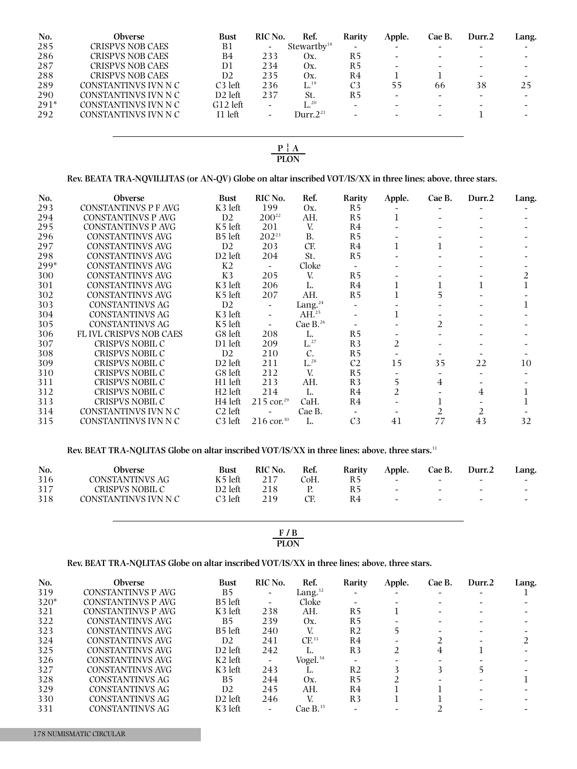| No. | Obverse | Bust | RIC No. | Ref. | Rarity | Apple. | Cae B. | Durr.2 | Lang. |
|---|---|---|---|---|---|---|---|---|---|
| 285 | CRISPVS NOB CAES | B1 | - | Stewartby[18] | - | - | - | - | - |
| 286 | CRISPVS NOB CAES | B4 | 233 | Ox. | R5 | - | - | - | - |
| 287 | CRISPVS NOB CAES | D1 | 234 | Ox. | R5 | - | - | - | - |
| 288 | CRISPVS NOB CAES | D2 | 235 | Ox. | R4 | 1 | 1 | - | - |
| 289 | CONSTANTINVS IVN N C | C3 left | 236 | L.[19] | C3 | 55 | 66 | 38 | 25 |
| 290 | CONSTANTINVS IVN N C | D2 left | 237 | St. | R5 | - | - | - | - |
| 291* | CONSTANTINVS IVN N C | G12 left | - | L.[20] | - | - | - | - | - |
| 292 | CONSTANTINVS IVN N C | I1 left | - | Durr.2[21] | - | - | - | 1 | - |

**P ¦ A**
**PLON**

**Rev. BEATA TRA-NQVILLITAS (or AN-QV) Globe on altar inscribed VOT/IS/XX in three lines; above, three stars.**

| No. | Obverse | Bust | RIC No. | Ref. | Rarity | Apple. | Cae B. | Durr.2 | Lang. |
|---|---|---|---|---|---|---|---|---|---|
| 293 | CONSTANTINVS P F AVG | K3 left | 199 | Ox. | R5 | - | - | - | - |
| 294 | CONSTANTINVS P AVG | D2 | 200[22] | AH. | R5 | 1 | - | - | - |
| 295 | CONSTANTINVS P AVG | K5 left | 201 | V. | R4 | - | - | - | - |
| 296 | CONSTANTINVS AVG | B5 left | 202[23] | B. | R5 | - | - | - | - |
| 297 | CONSTANTINVS AVG | D2 | 203 | CF. | R4 | 1 | 1 | - | - |
| 298 | CONSTANTINVS AVG | D2 left | 204 | St. | R5 | - | - | - | - |
| 299* | CONSTANTINVS AVG | K2 | - | Cloke | - | - | - | - | - |
| 300 | CONSTANTINVS AVG | K3 | 205 | V. | R5 | - | - | - | 2 |
| 301 | CONSTANTINVS AVG | K3 left | 206 | L. | R4 | 1 | 1 | 1 | 1 |
| 302 | CONSTANTINVS AVG | K5 left | 207 | AH. | R5 | 1 | 5 | - | - |
| 303 | CONSTANTINVS AG | D2 | - | Lang.[24] | - | - | - | - | 1 |
| 304 | CONSTANTINVS AG | K3 left | - | AH.[25] | - | 1 | - | - | - |
| 305 | CONSTANTINVS AG | K5 left | - | Cae B.[26] | - | - | 2 | - | - |
| 306 | FL IVL CRISPVS NOB CAES | G8 left | 208 | L. | R5 | - | - | - | - |
| 307 | CRISPVS NOBIL C | D1 left | 209 | L.[27] | R3 | 2 | - | - | - |
| 308 | CRISPVS NOBIL C | D2 | 210 | C. | R5 | - | - | - | - |
| 309 | CRISPVS NOBIL C | D2 left | 211 | L.[28] | C2 | 15 | 35 | 22 | 10 |
| 310 | CRISPVS NOBIL C | G8 left | 212 | V. | R5 | - | - | - | - |
| 311 | CRISPVS NOBIL C | H1 left | 213 | AH. | R3 | 5 | 4 | - | - |
| 312 | CRISPVS NOBIL C | H2 left | 214 | L. | R4 | 2 | - | 4 | 1 |
| 313 | CRISPVS NOBIL C | H4 left | 215 cor.[29] | CaH. | R4 | - | 1 | - | 1 |
| 314 | CONSTANTINVS IVN N C | C2 left | - | Cae B. | - | - | 2 | 2 | - |
| 315 | CONSTANTINVS IVN N C | C3 left | 216 cor.[30] | L. | C3 | 41 | 77 | 43 | 32 |

**Rev. BEAT TRA-NQLITAS Globe on altar inscribed VOT/IS/XX in three lines; above, three stars.**[31]

| No. | Obverse | Bust | RIC No. | Ref. | Rarity | Apple. | Cae B. | Durr.2 | Lang. |
|---|---|---|---|---|---|---|---|---|---|
| 316 | CONSTANTINVS AG | K5 left | 217 | CoH. | R5 | - | - | - | - |
| 317 | CRISPVS NOBIL C | D2 left | 218 | P. | R5 | - | - | - | - |
| 318 | CONSTANTINVS IVN N C | C3 left | 219 | CF. | R4 | - | - | - | - |

**F / B**
**PLON**

**Rev. BEAT TRA-NQLITAS Globe on altar inscribed VOT/IS/XX in three lines; above, three stars.**

| No. | Obverse | Bust | RIC No. | Ref. | Rarity | Apple. | Cae B. | Durr.2 | Lang. |
|---|---|---|---|---|---|---|---|---|---|
| 319 | CONSTANTINVS P AVG | B5 | - | Lang.[32] | - | - | - | - | 1 |
| 320* | CONSTANTINVS P AVG | B5 left | - | Cloke | - | - | - | - | - |
| 321 | CONSTANTINVS P AVG | K3 left | 238 | AH. | R5 | 1 | - | - | - |
| 322 | CONSTANTINVS AVG | B5 | 239 | Ox. | R5 | - | - | - | - |
| 323 | CONSTANTINVS AVG | B5 left | 240 | V. | R2 | 5 | - | - | - |
| 324 | CONSTANTINVS AVG | D2 | 241 | CF.[33] | R4 | - | 2 | - | 2 |
| 325 | CONSTANTINVS AVG | D2 left | 242 | L. | R3 | 2 | 4 | 1 | - |
| 326 | CONSTANTINVS AVG | K2 left | - | Vogel.[34] | - | - | - | - | - |
| 327 | CONSTANTINVS AVG | K3 left | 243 | L. | R2 | 3 | 3 | 5 | - |
| 328 | CONSTANTINVS AG | B5 | 244 | Ox. | R5 | 2 | - | - | 1 |
| 329 | CONSTANTINVS AG | D2 | 245 | AH. | R4 | 1 | 1 | - | - |
| 330 | CONSTANTINVS AG | D2 left | 246 | V. | R3 | 1 | 1 | - | - |
| 331 | CONSTANTINVS AG | K3 left | - | Cae B.[35] | - | - | 2 | - | - |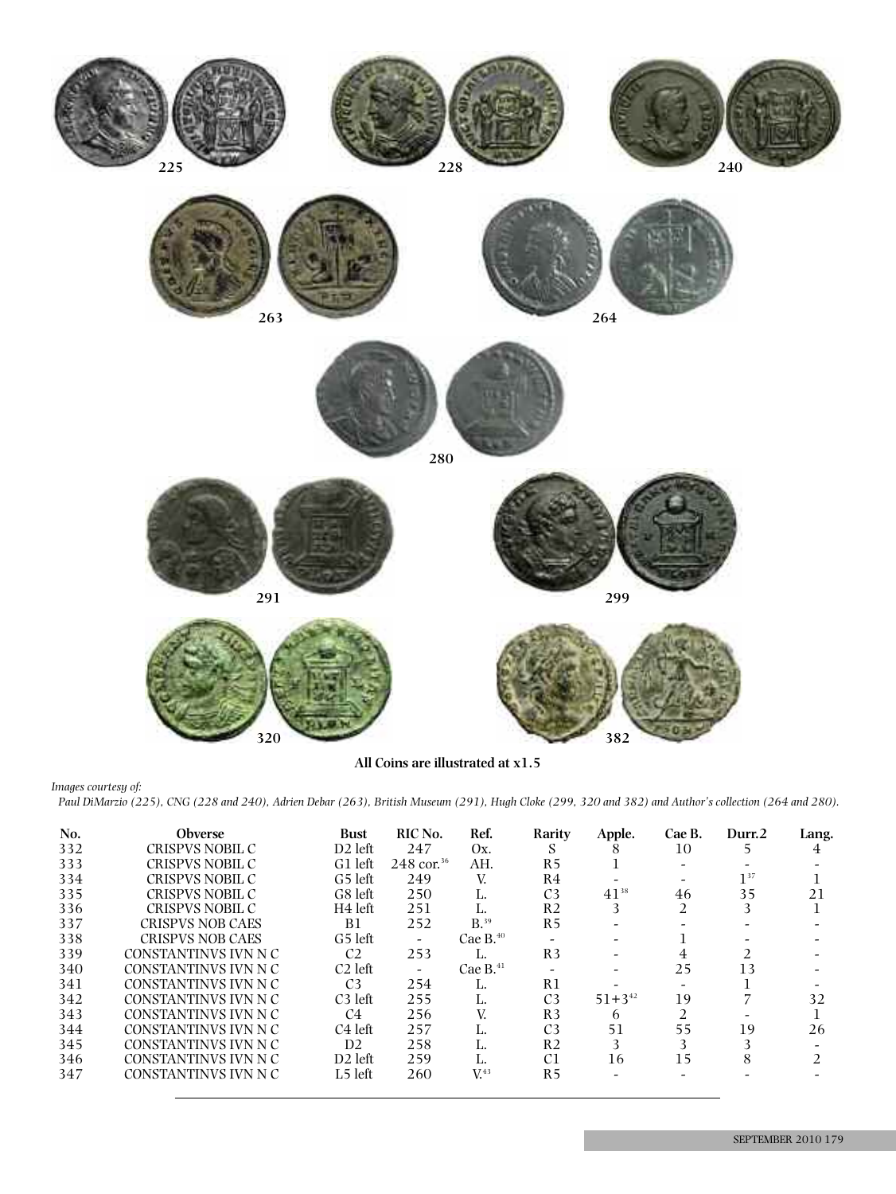225 228 240

263 264

280

291 299

320 382

**All Coins are illustrated at x1.5**

*Images courtesy of:*
*Paul DiMarzio (225), CNG (228 and 240), Adrien Debar (263), British Museum (291), Hugh Cloke (299, 320 and 382) and Author's collection (264 and 280).*

| No. | Obverse | Bust | RIC No. | Ref. | Rarity | Apple. | Cae B. | Durr.2 | Lang. |
|---|---|---|---|---|---|---|---|---|---|
| 332 | CRISPVS NOBIL C | D2 left | 247 | Ox. | S | 8 | 10 | 5 | 4 |
| 333 | CRISPVS NOBIL C | G1 left | 248 cor.[36] | AH. | R5 | 1 | - | - | - |
| 334 | CRISPVS NOBIL C | G5 left | 249 | V. | R4 | - | - | 1[37] | 1 |
| 335 | CRISPVS NOBIL C | G8 left | 250 | L. | C3 | 41[38] | 46 | 35 | 21 |
| 336 | CRISPVS NOBIL C | H4 left | 251 | L. | R2 | 3 | 2 | 3 | 1 |
| 337 | CRISPVS NOB CAES | B1 | 252 | B.[39] | R5 | - | - | - | - |
| 338 | CRISPVS NOB CAES | G5 left | - | Cae B.[40] | - | - | 1 | - | - |
| 339 | CONSTANTINVS IVN N C | C2 | 253 | L. | R3 | - | 4 | 2 | - |
| 340 | CONSTANTINVS IVN N C | C2 left | - | Cae B.[41] | - | - | 25 | 13 | - |
| 341 | CONSTANTINVS IVN N C | C3 | 254 | L. | R1 | - | - | 1 | - |
| 342 | CONSTANTINVS IVN N C | C3 left | 255 | L. | C3 | 51+3[42] | 19 | 7 | 32 |
| 343 | CONSTANTINVS IVN N C | C4 | 256 | V. | R3 | 6 | 2 | - | 1 |
| 344 | CONSTANTINVS IVN N C | C4 left | 257 | L. | C3 | 51 | 55 | 19 | 26 |
| 345 | CONSTANTINVS IVN N C | D2 | 258 | L. | R2 | 3 | 3 | 3 | - |
| 346 | CONSTANTINVS IVN N C | D2 left | 259 | L. | C1 | 16 | 15 | 8 | 2 |
| 347 | CONSTANTINVS IVN N C | L5 left | 260 | V.[43] | R5 | - | - | - | - |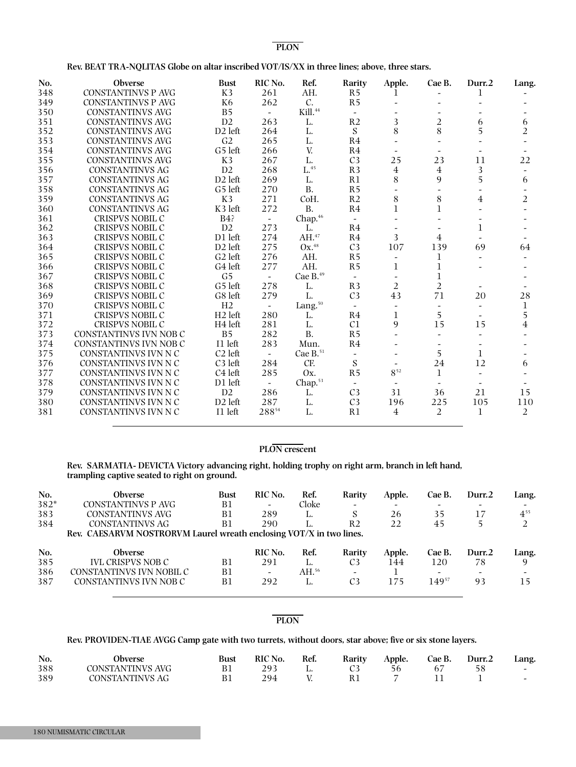## PLON

**Rev. BEAT TRA-NQLITAS Globe on altar inscribed VOT/IS/XX in three lines; above, three stars.**

| No. | Obverse | Bust | RIC No. | Ref. | Rarity | Apple. | Cae B. | Durr.2 | Lang. |
|---|---|---|---|---|---|---|---|---|---|
| 348 | CONSTANTINVS P AVG | K3 | 261 | AH. | R5 | 1 | - | 1 | - |
| 349 | CONSTANTINVS P AVG | K6 | 262 | C. | R5 | - | - | - | - |
| 350 | CONSTANTINVS AVG | B5 | - | Kill.[44] | - | - | - | - | - |
| 351 | CONSTANTINVS AVG | D2 | 263 | L. | R2 | 3 | 2 | 6 | 6 |
| 352 | CONSTANTINVS AVG | D2 left | 264 | L. | S | 8 | 8 | 5 | 2 |
| 353 | CONSTANTINVS AVG | G2 | 265 | L. | R4 | - | - | - | - |
| 354 | CONSTANTINVS AVG | G5 left | 266 | V. | R4 | - | - | - | - |
| 355 | CONSTANTINVS AVG | K3 | 267 | L. | C3 | 25 | 23 | 11 | 22 |
| 356 | CONSTANTINVS AG | D2 | 268 | L.[45] | R3 | 4 | 4 | 3 | - |
| 357 | CONSTANTINVS AG | D2 left | 269 | L. | R1 | 8 | 9 | 5 | 6 |
| 358 | CONSTANTINVS AG | G5 left | 270 | B. | R5 | - | - | - | - |
| 359 | CONSTANTINVS AG | K3 | 271 | CoH. | R2 | 8 | 8 | 4 | 2 |
| 360 | CONSTANTINVS AG | K3 left | 272 | B. | R4 | 1 | 1 | - | - |
| 361 | CRISPVS NOBIL C | B4? | - | Chap.[46] | - | - | - | - | - |
| 362 | CRISPVS NOBIL C | D2 | 273 | L. | R4 | - | - | 1 | - |
| 363 | CRISPVS NOBIL C | D1 left | 274 | AH.[47] | R4 | 3 | 4 | - | - |
| 364 | CRISPVS NOBIL C | D2 left | 275 | Ox.[48] | C3 | 107 | 139 | 69 | 64 |
| 365 | CRISPVS NOBIL C | G2 left | 276 | AH. | R5 | - | 1 | - | - |
| 366 | CRISPVS NOBIL C | G4 left | 277 | AH. | R5 | 1 | 1 | - | - |
| 367 | CRISPVS NOBIL C | G5 | - | Cae B.[49] | - | - | 1 | | - |
| 368 | CRISPVS NOBIL C | G5 left | 278 | L. | R3 | 2 | 2 | - | - |
| 369 | CRISPVS NOBIL C | G8 left | 279 | L. | C3 | 43 | 71 | 20 | 28 |
| 370 | CRISPVS NOBIL C | H2 | - | Lang.[50] | - | - | - | - | 1 |
| 371 | CRISPVS NOBIL C | H2 left | 280 | L. | R4 | 1 | 5 | - | 5 |
| 372 | CRISPVS NOBIL C | H4 left | 281 | L. | C1 | 9 | 15 | 15 | 4 |
| 373 | CONSTANTINVS IVN NOB C | B5 | 282 | B. | R5 | - | - | - | - |
| 374 | CONSTANTINVS IVN NOB C | I1 left | 283 | Mun. | R4 | - | - | - | - |
| 375 | CONSTANTINVS IVN N C | C2 left | - | Cae B.[51] | - | - | 5 | 1 | - |
| 376 | CONSTANTINVS IVN N C | C3 left | 284 | CF. | S | - | 24 | 12 | 6 |
| 377 | CONSTANTINVS IVN N C | C4 left | 285 | Ox. | R5 | 8[52] | 1 | - | - |
| 378 | CONSTANTINVS IVN N C | D1 left | - | Chap.[53] | - | - | - | - | - |
| 379 | CONSTANTINVS IVN N C | D2 | 286 | L. | C3 | 31 | 36 | 21 | 15 |
| 380 | CONSTANTINVS IVN N C | D2 left | 287 | L. | C3 | 196 | 225 | 105 | 110 |
| 381 | CONSTANTINVS IVN N C | I1 left | 288[54] | L. | R1 | 4 | 2 | 1 | 2 |

## PLON crescent

**Rev. SARMATIA- DEVICTA Victory advancing right, holding trophy on right arm, branch in left hand, trampling captive seated to right on ground.**

| No. | Obverse | Bust | RIC No. | Ref. | Rarity | Apple. | Cae B. | Durr.2 | Lang. |
|---|---|---|---|---|---|---|---|---|---|
| 382* | CONSTANTINVS P AVG | B1 | - | Cloke | - | - | - | - | - |
| 383 | CONSTANTINVS AVG | B1 | 289 | L. | S | 26 | 35 | 17 | 4[55] |
| 384 | CONSTANTINVS AG | B1 | 290 | L. | R2 | 22 | 45 | 5 | 2 |

**Rev. CAESARVM NOSTRORVM Laurel wreath enclosing VOT/X in two lines.**

| No. | Obverse | Bust | RIC No. | Ref. | Rarity | Apple. | Cae B. | Durr.2 | Lang. |
|---|---|---|---|---|---|---|---|---|---|
| 385 | IVL CRISPVS NOB C | B1 | 291 | L. | C3 | 144 | 120 | 78 | 9 |
| 386 | CONSTANTINVS IVN NOBIL C | B1 | - | AH.[56] | - | 1 | - | - | - |
| 387 | CONSTANTINVS IVN NOB C | B1 | 292 | L. | C3 | 175 | 149[57] | 93 | 15 |

## PLON

**Rev. PROVIDEN-TIAE AVGG Camp gate with two turrets, without doors, star above; five or six stone layers.**

| No. | Obverse | Bust | RIC No. | Ref. | Rarity | Apple. | Cae B. | Durr.2 | Lang. |
|---|---|---|---|---|---|---|---|---|---|
| 388 | CONSTANTINVS AVG | B1 | 293 | L. | C3 | 56 | 67 | 58 | - |
| 389 | CONSTANTINVS AG | B1 | 294 | V. | R1 | 7 | 11 | 1 | - |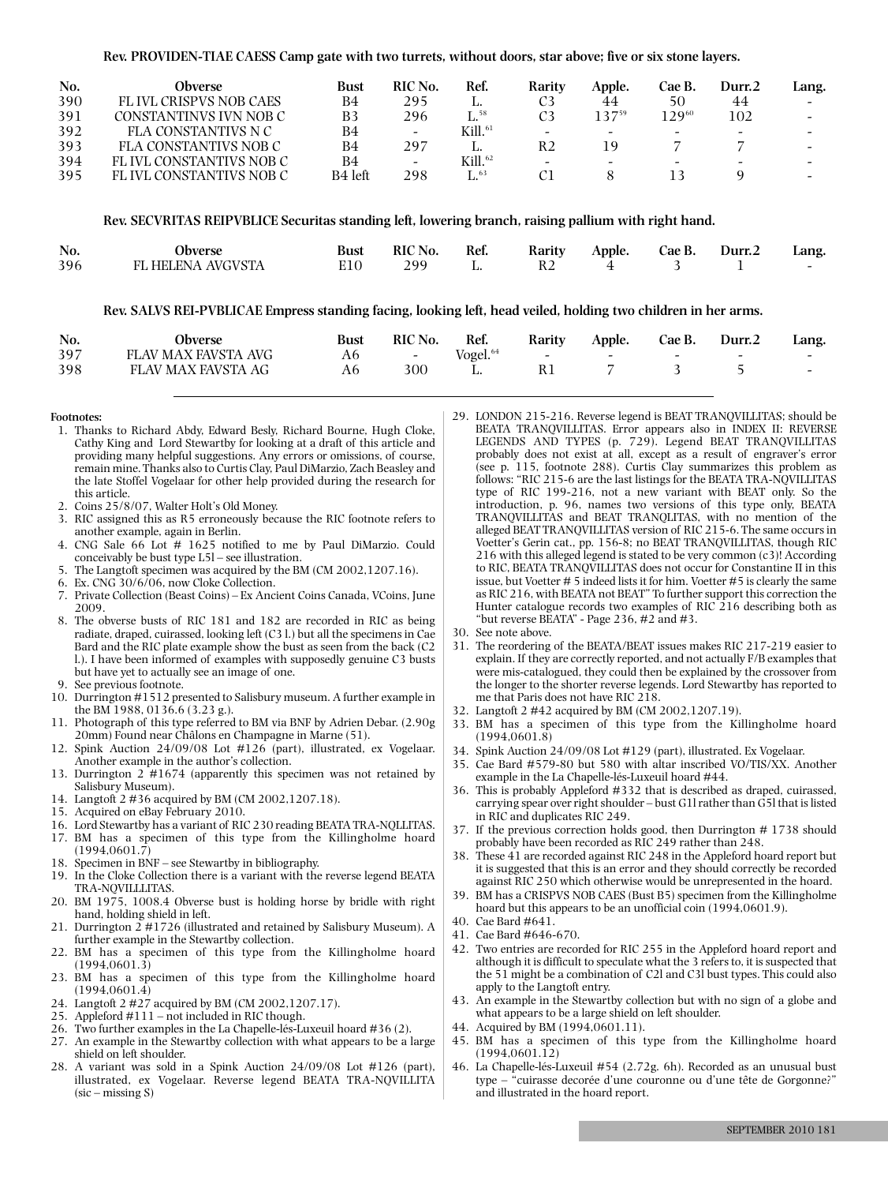**Rev. PROVIDEN-TIAE CAESS Camp gate with two turrets, without doors, star above; five or six stone layers.**

| No. | Obverse | Bust | RIC No. | Ref. | Rarity | Apple. | Cae B. | Durr.2 | Lang. |
|---|---|---|---|---|---|---|---|---|---|
| 390 | FL IVL CRISPVS NOB CAES | B4 | 295 | L. | C3 | 44 | 50 | 44 | - |
| 391 | CONSTANTINVS IVN NOB C | B3 | 296 | L.[58] | C3 | 137[59] | 129[60] | 102 | - |
| 392 | FLA CONSTANTIVS N C | B4 | - | Kill.[61] | - | - | - | - | - |
| 393 | FLA CONSTANTIVS NOB C | B4 | 297 | L. | R2 | 19 | 7 | 7 | - |
| 394 | FL IVL CONSTANTIVS NOB C | B4 | - | Kill.[62] | - | - | - | - | - |
| 395 | FL IVL CONSTANTIVS NOB C | B4 left | 298 | L.[63] | C1 | 8 | 13 | 9 | - |

**Rev. SECVRITAS REIPVBLICE Securitas standing left, lowering branch, raising pallium with right hand.**

| No. | Obverse | Bust | RIC No. | Ref. | Rarity | Apple. | Cae B. | Durr.2 | Lang. |
|---|---|---|---|---|---|---|---|---|---|
| 396 | FL HELENA AVGVSTA | E10 | 299 | L. | R2 | 4 | 3 | 1 | - |

**Rev. SALVS REI-PVBLICAE Empress standing facing, looking left, head veiled, holding two children in her arms.**

| No. | Obverse | Bust | RIC No. | Ref. | Rarity | Apple. | Cae B. | Durr.2 | Lang. |
|---|---|---|---|---|---|---|---|---|---|
| 397 | FLAV MAX FAVSTA AVG | A6 | - | Vogel.[64] | - | - | - | - | - |
| 398 | FLAV MAX FAVSTA AG | A6 | 300 | L. | R1 | 7 | 3 | 5 | - |

**Footnotes:**

1. Thanks to Richard Abdy, Edward Besly, Richard Bourne, Hugh Cloke, Cathy King and Lord Stewartby for looking at a draft of this article and providing many helpful suggestions. Any errors or omissions, of course, remain mine. Thanks also to Curtis Clay, Paul DiMarzio, Zach Beasley and the late Stoffel Vogelaar for other help provided during the research for this article.
2. Coins 25/8/07, Walter Holt's Old Money.
3. RIC assigned this as R5 erroneously because the RIC footnote refers to another example, again in Berlin.
4. CNG Sale 66 Lot # 1625 notified to me by Paul DiMarzio. Could conceivably be bust type L5l – see illustration.
5. The Langtoft specimen was acquired by the BM (CM 2002,1207.16).
6. Ex. CNG 30/6/06, now Cloke Collection.
7. Private Collection (Beast Coins) – Ex Ancient Coins Canada, VCoins, June 2009.
8. The obverse busts of RIC 181 and 182 are recorded in RIC as being radiate, draped, cuirassed, looking left (C3 l.) but all the specimens in Cae Bard and the RIC plate example show the bust as seen from the back (C2 l.). I have been informed of examples with supposedly genuine C3 busts but have yet to actually see an image of one.
9. See previous footnote.
10. Durrington #1512 presented to Salisbury museum. A further example in the BM 1988, 0136.6 (3.23 g.).
11. Photograph of this type referred to BM via BNF by Adrien Debar. (2.90g 20mm) Found near Châlons en Champagne in Marne (51).
12. Spink Auction 24/09/08 Lot #126 (part), illustrated, ex Vogelaar. Another example in the author's collection.
13. Durrington 2 #1674 (apparently this specimen was not retained by Salisbury Museum).
14. Langtoft 2 #36 acquired by BM (CM 2002,1207.18).
15. Acquired on eBay February 2010.
16. Lord Stewartby has a variant of RIC 230 reading BEATA TRA-NQLLITAS.
17. BM has a specimen of this type from the Killingholme hoard (1994,0601.7)
18. Specimen in BNF – see Stewartby in bibliography.
19. In the Cloke Collection there is a variant with the reverse legend BEATA TRA-NQVILLLITAS.
20. BM 1975, 1008.4 Obverse bust is holding horse by bridle with right hand, holding shield in left.
21. Durrington 2 #1726 (illustrated and retained by Salisbury Museum). A further example in the Stewartby collection.
22. BM has a specimen of this type from the Killingholme hoard (1994,0601.3)
23. BM has a specimen of this type from the Killingholme hoard (1994,0601.4)
24. Langtoft 2 #27 acquired by BM (CM 2002,1207.17).
25. Appleford #111 – not included in RIC though.
26. Two further examples in the La Chapelle-lés-Luxeuil hoard #36 (2).
27. An example in the Stewartby collection with what appears to be a large shield on left shoulder.
28. A variant was sold in a Spink Auction 24/09/08 Lot #126 (part), illustrated, ex Vogelaar. Reverse legend BEATA TRA-NQVILLITA (sic – missing S)
29. LONDON 215-216. Reverse legend is BEAT TRANQVILLITAS; should be BEATA TRANQVILLITAS. Error appears also in INDEX II: REVERSE LEGENDS AND TYPES (p. 729). Legend BEAT TRANQVILLITAS probably does not exist at all, except as a result of engraver's error (see p. 115, footnote 288). Curtis Clay summarizes this problem as follows: "RIC 215-6 are the last listings for the BEATA TRA-NQVILLITAS type of RIC 199-216, not a new variant with BEAT only. So the introduction, p. 96, names two versions of this type only, BEATA TRANQVILLITAS and BEAT TRANQLITAS, with no mention of the alleged BEAT TRANQVILLITAS version of RIC 215-6. The same occurs in Voetter's Gerin cat., pp. 156-8; no BEAT TRANQVILLITAS, though RIC 216 with this alleged legend is stated to be very common (c3)! According to RIC, BEATA TRANQVILLITAS does not occur for Constantine II in this issue, but Voetter # 5 indeed lists it for him. Voetter #5 is clearly the same as RIC 216, with BEATA not BEAT" To further support this correction the Hunter catalogue records two examples of RIC 216 describing both as "but reverse BEATA" - Page 236, #2 and #3.
30. See note above.
31. The reordering of the BEATA/BEAT issues makes RIC 217-219 easier to explain. If they are correctly reported, and not actually F/B examples that were mis-catalogued, they could then be explained by the crossover from the longer to the shorter reverse legends. Lord Stewartby has reported to me that Paris does not have RIC 218.
32. Langtoft 2 #42 acquired by BM (CM 2002,1207.19).
33. BM has a specimen of this type from the Killingholme hoard (1994,0601.8)
34. Spink Auction 24/09/08 Lot #129 (part), illustrated. Ex Vogelaar.
35. Cae Bard #579-80 but 580 with altar inscribed VO/TIS/XX. Another example in the La Chapelle-lés-Luxeuil hoard #44.
36. This is probably Appleford #332 that is described as draped, cuirassed, carrying spear over right shoulder – bust G1l rather than G5l that is listed in RIC and duplicates RIC 249.
37. If the previous correction holds good, then Durrington # 1738 should probably have been recorded as RIC 249 rather than 248.
38. These 41 are recorded against RIC 248 in the Appleford hoard report but it is suggested that this is an error and they should correctly be recorded against RIC 250 which otherwise would be unrepresented in the hoard.
39. BM has a CRISPVS NOB CAES (Bust B5) specimen from the Killingholme hoard but this appears to be an unofficial coin (1994,0601.9).
40. Cae Bard #641.
41. Cae Bard #646-670.
42. Two entries are recorded for RIC 255 in the Appleford hoard report and although it is difficult to speculate what the 3 refers to, it is suspected that the 51 might be a combination of C2l and C3l bust types. This could also apply to the Langtoft entry.
43. An example in the Stewartby collection but with no sign of a globe and what appears to be a large shield on left shoulder.
44. Acquired by BM (1994,0601.11).
45. BM has a specimen of this type from the Killingholme hoard (1994,0601.12)
46. La Chapelle-lés-Luxeuil #54 (2.72g. 6h). Recorded as an unusual bust type – "cuirasse decorée d'une couronne ou d'une tête de Gorgonne?" and illustrated in the hoard report.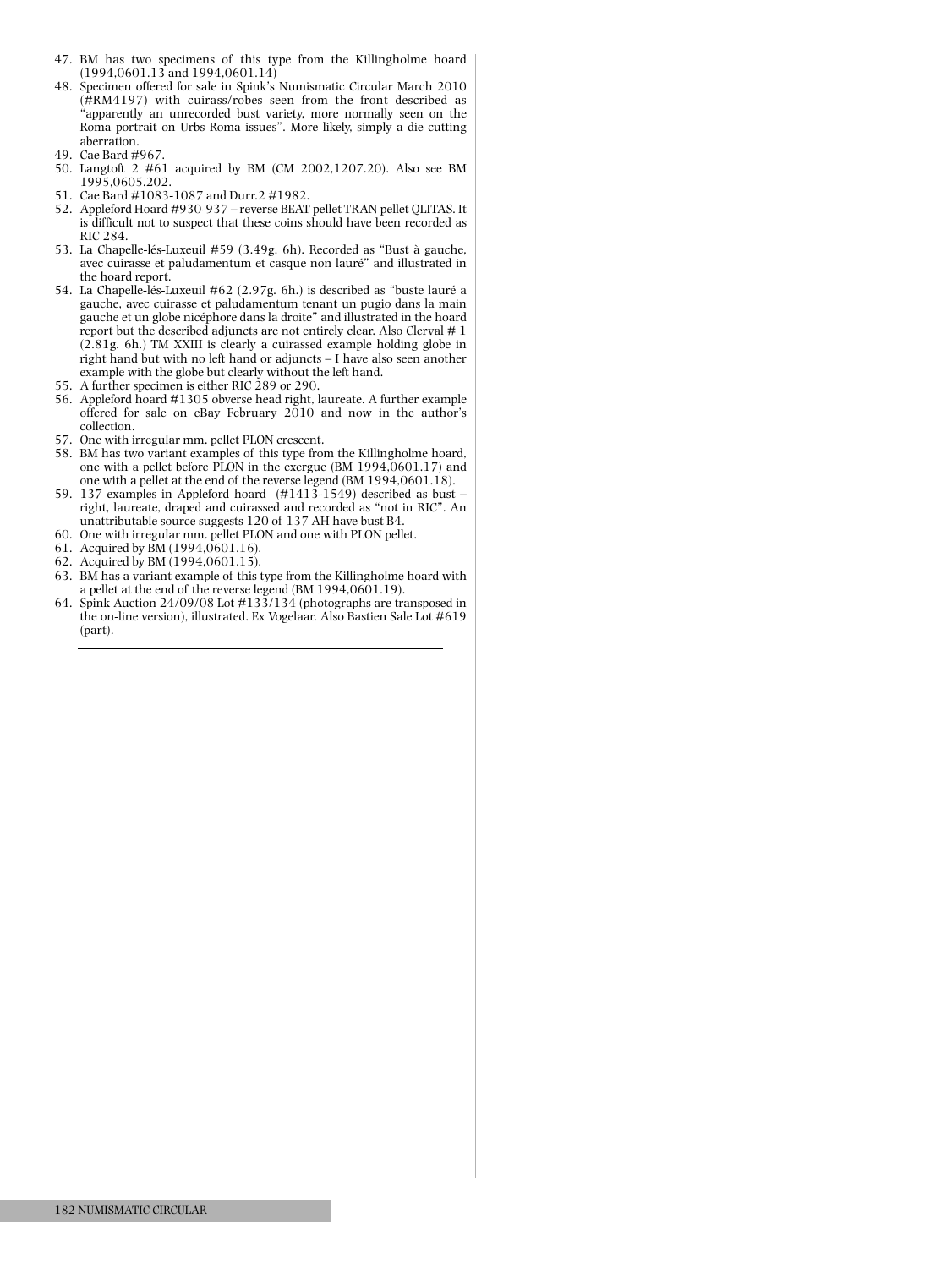47. BM has two specimens of this type from the Killingholme hoard (1994,0601.13 and 1994,0601.14)
48. Specimen offered for sale in Spink's Numismatic Circular March 2010 (#RM4197) with cuirass/robes seen from the front described as "apparently an unrecorded bust variety, more normally seen on the Roma portrait on Urbs Roma issues". More likely, simply a die cutting aberration.
49. Cae Bard #967.
50. Langtoft 2 #61 acquired by BM (CM 2002,1207.20). Also see BM 1995,0605.202.
51. Cae Bard #1083-1087 and Durr.2 #1982.
52. Appleford Hoard #930-937 – reverse BEAT pellet TRAN pellet QLITAS. It is difficult not to suspect that these coins should have been recorded as RIC 284.
53. La Chapelle-lés-Luxeuil #59 (3.49g. 6h). Recorded as "Bust à gauche, avec cuirasse et paludamentum et casque non lauré" and illustrated in the hoard report.
54. La Chapelle-lés-Luxeuil #62 (2.97g. 6h.) is described as "buste lauré a gauche, avec cuirasse et paludamentum tenant un pugio dans la main gauche et un globe nicéphore dans la droite" and illustrated in the hoard report but the described adjuncts are not entirely clear. Also Clerval # 1 (2.81g. 6h.) TM XXIII is clearly a cuirassed example holding globe in right hand but with no left hand or adjuncts – I have also seen another example with the globe but clearly without the left hand.
55. A further specimen is either RIC 289 or 290.
56. Appleford hoard #1305 obverse head right, laureate. A further example offered for sale on eBay February 2010 and now in the author's collection.
57. One with irregular mm. pellet PLON crescent.
58. BM has two variant examples of this type from the Killingholme hoard, one with a pellet before PLON in the exergue (BM 1994,0601.17) and one with a pellet at the end of the reverse legend (BM 1994,0601.18).
59. 137 examples in Appleford hoard (#1413-1549) described as bust – right, laureate, draped and cuirassed and recorded as "not in RIC". An unattributable source suggests 120 of 137 AH have bust B4.
60. One with irregular mm. pellet PLON and one with PLON pellet.
61. Acquired by BM (1994,0601.16).
62. Acquired by BM (1994,0601.15).
63. BM has a variant example of this type from the Killingholme hoard with a pellet at the end of the reverse legend (BM 1994,0601.19).
64. Spink Auction 24/09/08 Lot #133/134 (photographs are transposed in the on-line version), illustrated. Ex Vogelaar. Also Bastien Sale Lot #619 (part).